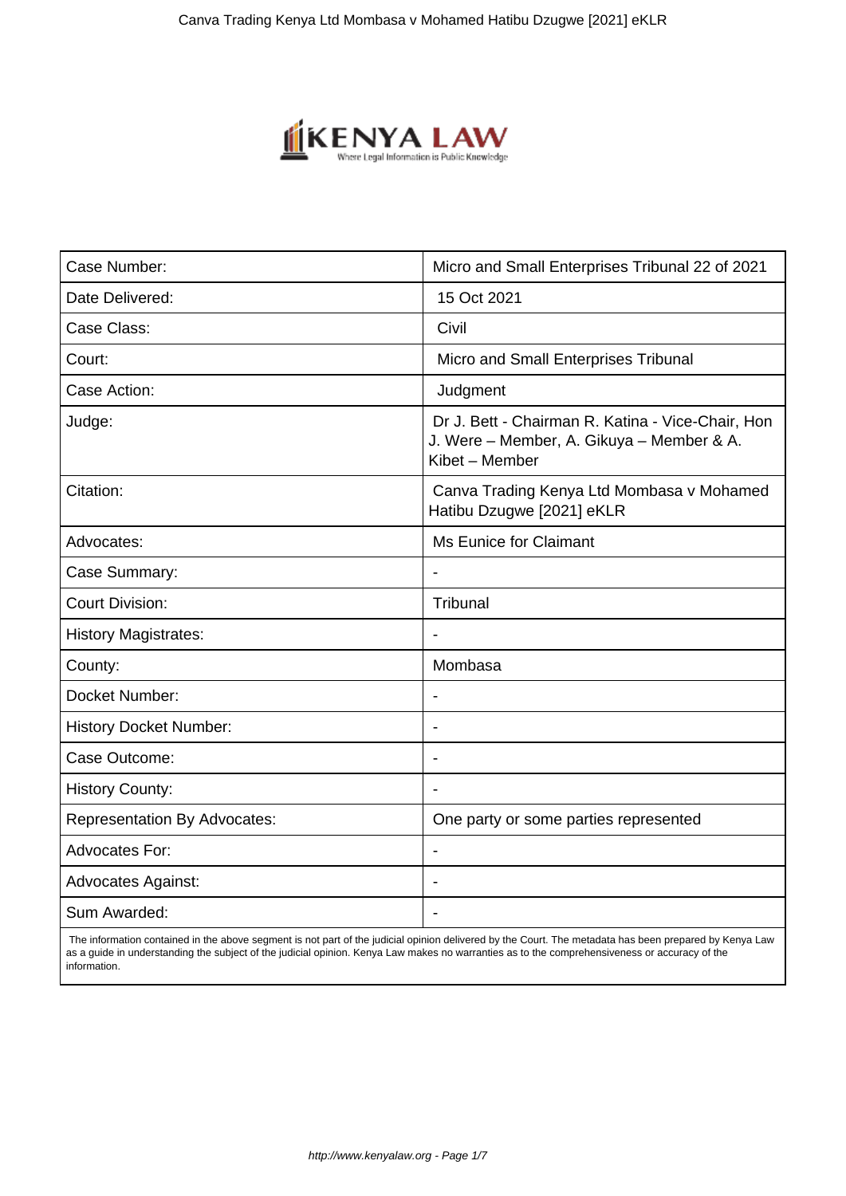| Case Number: | Micro and Small Enterprises Tribunal 22 of 2021 |
| --- | --- |
| Date Delivered: | 15 Oct 2021 |
| Case Class: | Civil |
| Court: | Micro and Small Enterprises Tribunal |
| Case Action: | Judgment |
| Judge: | Dr J. Bett - Chairman R. Katina - Vice-Chair, Hon J. Were – Member, A. Gikuya – Member & A. Kibet – Member |
| Citation: | Canva Trading Kenya Ltd Mombasa v Mohamed Hatibu Dzugwe [2021] eKLR |
| Advocates: | Ms Eunice for Claimant |
| Case Summary: | - |
| Court Division: | Tribunal |
| History Magistrates: | - |
| County: | Mombasa |
| Docket Number: | - |
| History Docket Number: | - |
| Case Outcome: | - |
| History County: | - |
| Representation By Advocates: | One party or some parties represented |
| Advocates For: | - |
| Advocates Against: | - |
| Sum Awarded: | - |

The information contained in the above segment is not part of the judicial opinion delivered by the Court. The metadata has been prepared by Kenya Law as a guide in understanding the subject of the judicial opinion. Kenya Law makes no warranties as to the comprehensiveness or accuracy of the information.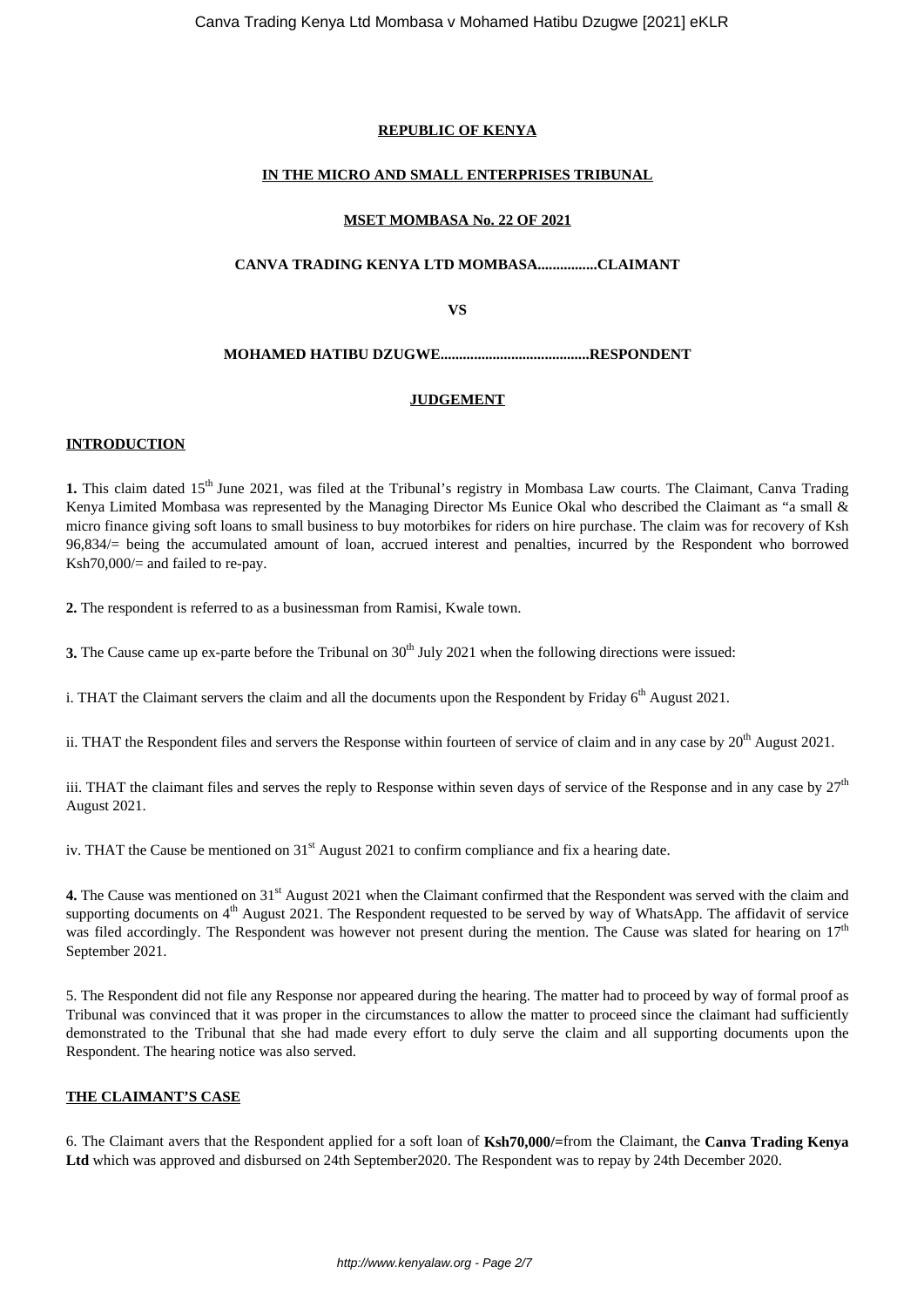**REPUBLIC OF KENYA**

**IN THE MICRO AND SMALL ENTERPRISES TRIBUNAL**

**MSET MOMBASA No. 22 OF 2021**

**CANVA TRADING KENYA LTD MOMBASA................CLAIMANT**

**VS**

**MOHAMED HATIBU DZUGWE........................................RESPONDENT**

**JUDGEMENT**

**INTRODUCTION**

**1.** This claim dated 15th June 2021, was filed at the Tribunal's registry in Mombasa Law courts. The Claimant, Canva Trading Kenya Limited Mombasa was represented by the Managing Director Ms Eunice Okal who described the Claimant as "a small & micro finance giving soft loans to small business to buy motorbikes for riders on hire purchase. The claim was for recovery of Ksh 96,834/= being the accumulated amount of loan, accrued interest and penalties, incurred by the Respondent who borrowed Ksh70,000/= and failed to re-pay.

**2.** The respondent is referred to as a businessman from Ramisi, Kwale town.

**3.** The Cause came up ex-parte before the Tribunal on 30th July 2021 when the following directions were issued:

i. THAT the Claimant servers the claim and all the documents upon the Respondent by Friday 6th August 2021.

ii. THAT the Respondent files and servers the Response within fourteen of service of claim and in any case by 20th August 2021.

iii. THAT the claimant files and serves the reply to Response within seven days of service of the Response and in any case by 27th August 2021.

iv. THAT the Cause be mentioned on 31st August 2021 to confirm compliance and fix a hearing date.

**4.** The Cause was mentioned on 31st August 2021 when the Claimant confirmed that the Respondent was served with the claim and supporting documents on 4th August 2021. The Respondent requested to be served by way of WhatsApp. The affidavit of service was filed accordingly. The Respondent was however not present during the mention. The Cause was slated for hearing on 17th September 2021.

5. The Respondent did not file any Response nor appeared during the hearing. The matter had to proceed by way of formal proof as Tribunal was convinced that it was proper in the circumstances to allow the matter to proceed since the claimant had sufficiently demonstrated to the Tribunal that she had made every effort to duly serve the claim and all supporting documents upon the Respondent. The hearing notice was also served.

**THE CLAIMANT'S CASE**

6. The Claimant avers that the Respondent applied for a soft loan of **Ksh70,000/=**from the Claimant, the **Canva Trading Kenya Ltd** which was approved and disbursed on 24th September2020. The Respondent was to repay by 24th December 2020.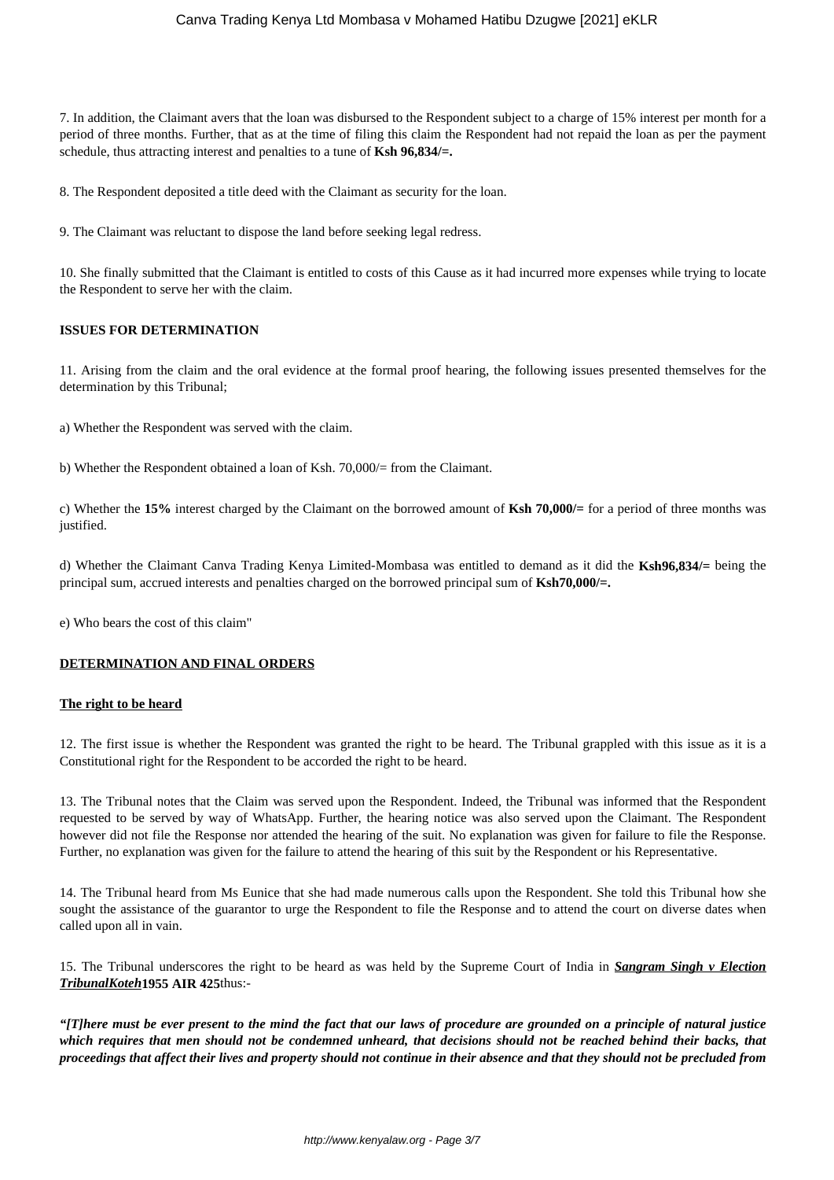7. In addition, the Claimant avers that the loan was disbursed to the Respondent subject to a charge of 15% interest per month for a period of three months. Further, that as at the time of filing this claim the Respondent had not repaid the loan as per the payment schedule, thus attracting interest and penalties to a tune of **Ksh 96,834/=.**

8. The Respondent deposited a title deed with the Claimant as security for the loan.

9. The Claimant was reluctant to dispose the land before seeking legal redress.

10. She finally submitted that the Claimant is entitled to costs of this Cause as it had incurred more expenses while trying to locate the Respondent to serve her with the claim.

**ISSUES FOR DETERMINATION**

11. Arising from the claim and the oral evidence at the formal proof hearing, the following issues presented themselves for the determination by this Tribunal;

a) Whether the Respondent was served with the claim.

b) Whether the Respondent obtained a loan of Ksh. 70,000/= from the Claimant.

c) Whether the **15%** interest charged by the Claimant on the borrowed amount of **Ksh 70,000/=** for a period of three months was justified.

d) Whether the Claimant Canva Trading Kenya Limited-Mombasa was entitled to demand as it did the **Ksh96,834/=** being the principal sum, accrued interests and penalties charged on the borrowed principal sum of **Ksh70,000/=.**

e) Who bears the cost of this claim"

**DETERMINATION AND FINAL ORDERS**

**The right to be heard**

12. The first issue is whether the Respondent was granted the right to be heard. The Tribunal grappled with this issue as it is a Constitutional right for the Respondent to be accorded the right to be heard.

13. The Tribunal notes that the Claim was served upon the Respondent. Indeed, the Tribunal was informed that the Respondent requested to be served by way of WhatsApp. Further, the hearing notice was also served upon the Claimant. The Respondent however did not file the Response nor attended the hearing of the suit. No explanation was given for failure to file the Response. Further, no explanation was given for the failure to attend the hearing of this suit by the Respondent or his Representative.

14. The Tribunal heard from Ms Eunice that she had made numerous calls upon the Respondent. She told this Tribunal how she sought the assistance of the guarantor to urge the Respondent to file the Response and to attend the court on diverse dates when called upon all in vain.

15. The Tribunal underscores the right to be heard as was held by the Supreme Court of India in ***Sangram Singh v Election TribunalKoteh*** **1955 AIR 425**thus:-

***"[T]here must be ever present to the mind the fact that our laws of procedure are grounded on a principle of natural justice which requires that men should not be condemned unheard, that decisions should not be reached behind their backs, that proceedings that affect their lives and property should not continue in their absence and that they should not be precluded from***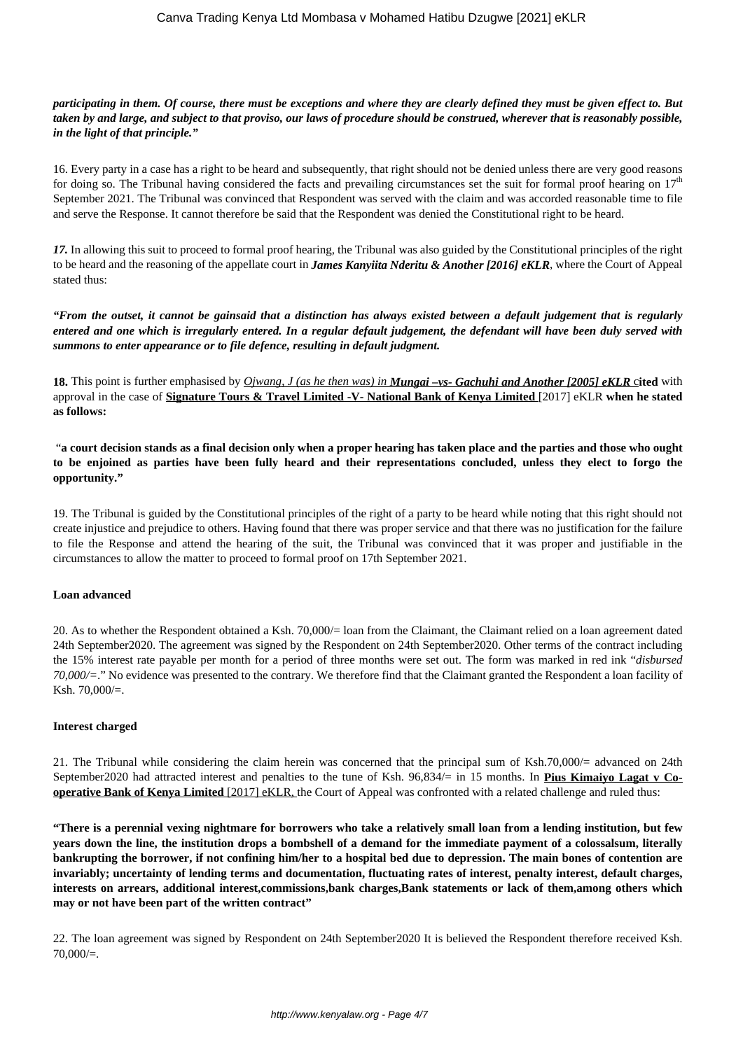***participating in them. Of course, there must be exceptions and where they are clearly defined they must be given effect to. But taken by and large, and subject to that proviso, our laws of procedure should be construed, wherever that is reasonably possible, in the light of that principle."***

16. Every party in a case has a right to be heard and subsequently, that right should not be denied unless there are very good reasons for doing so. The Tribunal having considered the facts and prevailing circumstances set the suit for formal proof hearing on 17th September 2021. The Tribunal was convinced that Respondent was served with the claim and was accorded reasonable time to file and serve the Response. It cannot therefore be said that the Respondent was denied the Constitutional right to be heard.

***17.*** In allowing this suit to proceed to formal proof hearing, the Tribunal was also guided by the Constitutional principles of the right to be heard and the reasoning of the appellate court in ***James Kanyiita Nderitu & Another [2016] eKLR***, where the Court of Appeal stated thus:

***"From the outset, it cannot be gainsaid that a distinction has always existed between a default judgement that is regularly entered and one which is irregularly entered. In a regular default judgement, the defendant will have been duly served with summons to enter appearance or to file defence, resulting in default judgment.***

**18.** This point is further emphasised by *Ojwang, J (as he then was) in* ***Mungai –vs- Gachuhi and Another [2005] eKLR*** **cited** with approval in the case of **Signature Tours & Travel Limited -V- National Bank of Kenya Limited** [2017] eKLR **when he stated as follows:**

**"a court decision stands as a final decision only when a proper hearing has taken place and the parties and those who ought to be enjoined as parties have been fully heard and their representations concluded, unless they elect to forgo the opportunity."**

19. The Tribunal is guided by the Constitutional principles of the right of a party to be heard while noting that this right should not create injustice and prejudice to others. Having found that there was proper service and that there was no justification for the failure to file the Response and attend the hearing of the suit, the Tribunal was convinced that it was proper and justifiable in the circumstances to allow the matter to proceed to formal proof on 17th September 2021.

**Loan advanced**

20. As to whether the Respondent obtained a Ksh. 70,000/= loan from the Claimant, the Claimant relied on a loan agreement dated 24th September2020. The agreement was signed by the Respondent on 24th September2020. Other terms of the contract including the 15% interest rate payable per month for a period of three months were set out. The form was marked in red ink "*disbursed 70,000/=*." No evidence was presented to the contrary. We therefore find that the Claimant granted the Respondent a loan facility of Ksh. 70,000/=.

**Interest charged**

21. The Tribunal while considering the claim herein was concerned that the principal sum of Ksh.70,000/= advanced on 24th September2020 had attracted interest and penalties to the tune of Ksh. 96,834/= in 15 months. In **Pius Kimaiyo Lagat v Co-operative Bank of Kenya Limited** [2017] eKLR, the Court of Appeal was confronted with a related challenge and ruled thus:

**"There is a perennial vexing nightmare for borrowers who take a relatively small loan from a lending institution, but few years down the line, the institution drops a bombshell of a demand for the immediate payment of a colossalsum, literally bankrupting the borrower, if not confining him/her to a hospital bed due to depression. The main bones of contention are invariably; uncertainty of lending terms and documentation, fluctuating rates of interest, penalty interest, default charges, interests on arrears, additional interest,commissions,bank charges,Bank statements or lack of them,among others which may or not have been part of the written contract"**

22. The loan agreement was signed by Respondent on 24th September2020 It is believed the Respondent therefore received Ksh. 70,000/=.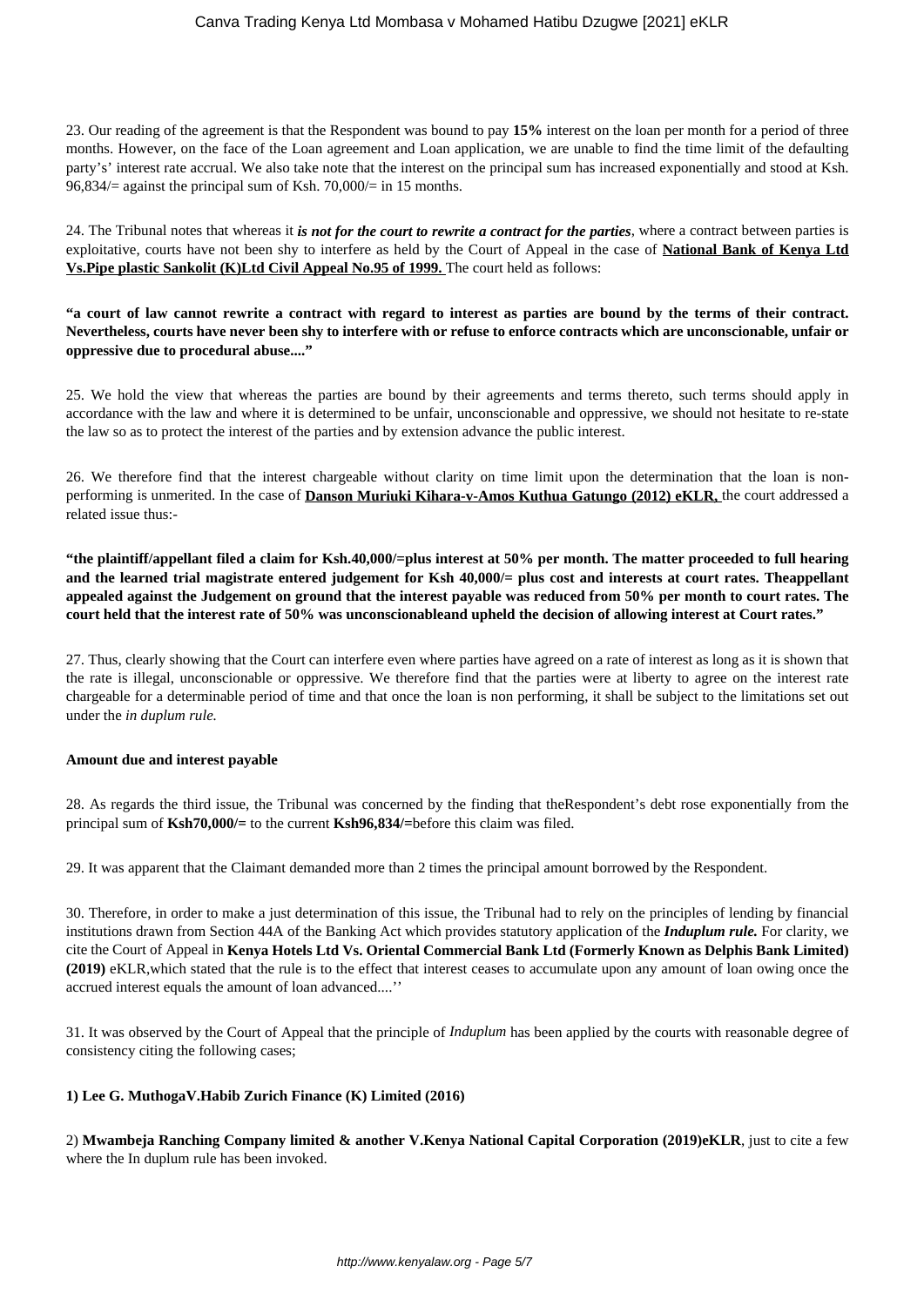23. Our reading of the agreement is that the Respondent was bound to pay **15%** interest on the loan per month for a period of three months. However, on the face of the Loan agreement and Loan application, we are unable to find the time limit of the defaulting party's' interest rate accrual. We also take note that the interest on the principal sum has increased exponentially and stood at Ksh. 96,834/= against the principal sum of Ksh. 70,000/= in 15 months.

24. The Tribunal notes that whereas it ***is not for the court to rewrite a contract for the parties***, where a contract between parties is exploitative, courts have not been shy to interfere as held by the Court of Appeal in the case of **National Bank of Kenya Ltd Vs.Pipe plastic Sankolit (K)Ltd Civil Appeal No.95 of 1999.** The court held as follows:

**"a court of law cannot rewrite a contract with regard to interest as parties are bound by the terms of their contract. Nevertheless, courts have never been shy to interfere with or refuse to enforce contracts which are unconscionable, unfair or oppressive due to procedural abuse...."**

25. We hold the view that whereas the parties are bound by their agreements and terms thereto, such terms should apply in accordance with the law and where it is determined to be unfair, unconscionable and oppressive, we should not hesitate to re-state the law so as to protect the interest of the parties and by extension advance the public interest.

26. We therefore find that the interest chargeable without clarity on time limit upon the determination that the loan is non-performing is unmerited. In the case of **Danson Muriuki Kihara-v-Amos Kuthua Gatungo (2012) eKLR,** the court addressed a related issue thus:-

**"the plaintiff/appellant filed a claim for Ksh.40,000/=plus interest at 50% per month. The matter proceeded to full hearing and the learned trial magistrate entered judgement for Ksh 40,000/= plus cost and interests at court rates. Theappellant appealed against the Judgement on ground that the interest payable was reduced from 50% per month to court rates. The court held that the interest rate of 50% was unconscionableand upheld the decision of allowing interest at Court rates."**

27. Thus, clearly showing that the Court can interfere even where parties have agreed on a rate of interest as long as it is shown that the rate is illegal, unconscionable or oppressive. We therefore find that the parties were at liberty to agree on the interest rate chargeable for a determinable period of time and that once the loan is non performing, it shall be subject to the limitations set out under the *in duplum rule.*

**Amount due and interest payable**

28. As regards the third issue, the Tribunal was concerned by the finding that theRespondent's debt rose exponentially from the principal sum of **Ksh70,000/=** to the current **Ksh96,834/=**before this claim was filed.

29. It was apparent that the Claimant demanded more than 2 times the principal amount borrowed by the Respondent.

30. Therefore, in order to make a just determination of this issue, the Tribunal had to rely on the principles of lending by financial institutions drawn from Section 44A of the Banking Act which provides statutory application of the ***Induplum rule.*** For clarity, we cite the Court of Appeal in **Kenya Hotels Ltd Vs. Oriental Commercial Bank Ltd (Formerly Known as Delphis Bank Limited) (2019)** eKLR,which stated that the rule is to the effect that interest ceases to accumulate upon any amount of loan owing once the accrued interest equals the amount of loan advanced....''

31. It was observed by the Court of Appeal that the principle of *Induplum* has been applied by the courts with reasonable degree of consistency citing the following cases;

**1) Lee G. MuthogaV.Habib Zurich Finance (K) Limited (2016)**

2) **Mwambeja Ranching Company limited & another V.Kenya National Capital Corporation (2019)eKLR**, just to cite a few where the In duplum rule has been invoked.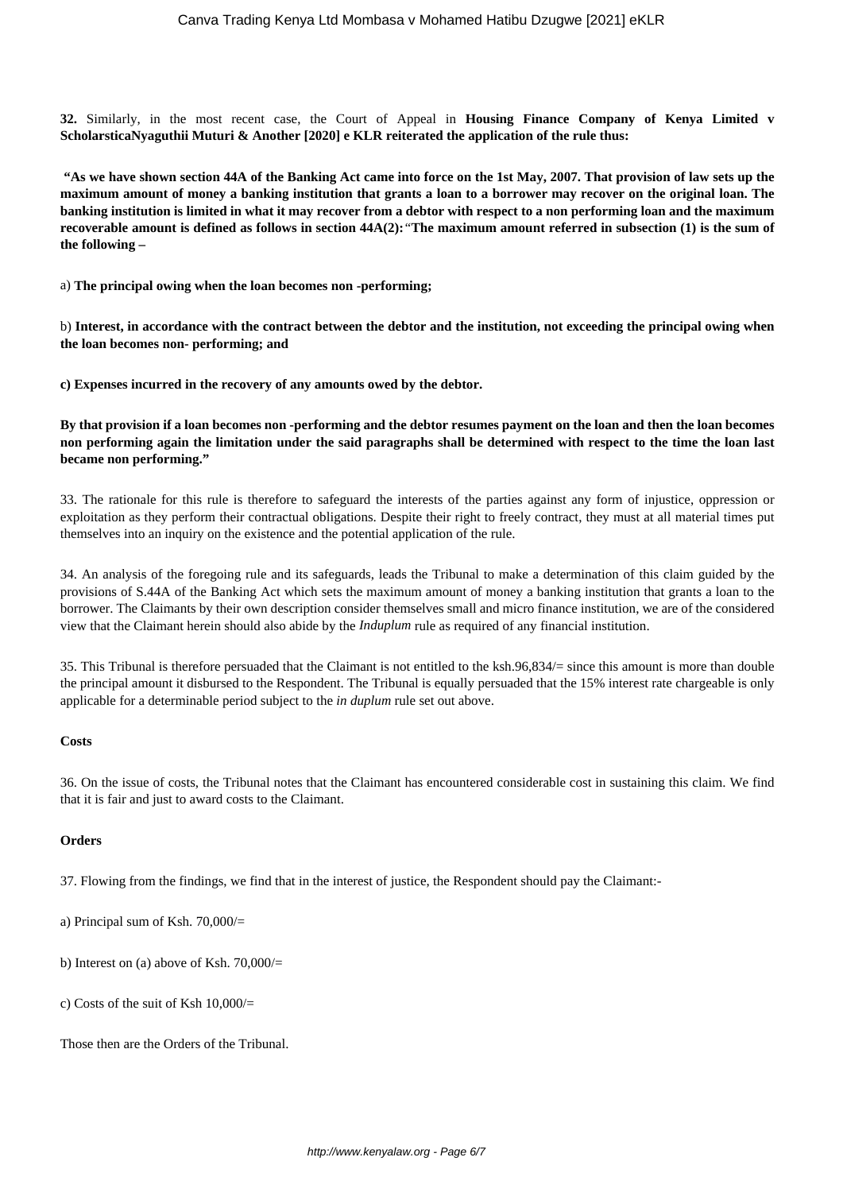**32.** Similarly, in the most recent case, the Court of Appeal in **Housing Finance Company of Kenya Limited v ScholarsticaNyaguthii Muturi & Another [2020] e KLR reiterated the application of the rule thus:**

**"As we have shown section 44A of the Banking Act came into force on the 1st May, 2007. That provision of law sets up the maximum amount of money a banking institution that grants a loan to a borrower may recover on the original loan. The banking institution is limited in what it may recover from a debtor with respect to a non performing loan and the maximum recoverable amount is defined as follows in section 44A(2):** "**The maximum amount referred in subsection (1) is the sum of the following –**

a) **The principal owing when the loan becomes non -performing;**

b) **Interest, in accordance with the contract between the debtor and the institution, not exceeding the principal owing when the loan becomes non- performing; and**

**c) Expenses incurred in the recovery of any amounts owed by the debtor.**

**By that provision if a loan becomes non -performing and the debtor resumes payment on the loan and then the loan becomes non performing again the limitation under the said paragraphs shall be determined with respect to the time the loan last became non performing."**

33. The rationale for this rule is therefore to safeguard the interests of the parties against any form of injustice, oppression or exploitation as they perform their contractual obligations. Despite their right to freely contract, they must at all material times put themselves into an inquiry on the existence and the potential application of the rule.

34. An analysis of the foregoing rule and its safeguards, leads the Tribunal to make a determination of this claim guided by the provisions of S.44A of the Banking Act which sets the maximum amount of money a banking institution that grants a loan to the borrower. The Claimants by their own description consider themselves small and micro finance institution, we are of the considered view that the Claimant herein should also abide by the *Induplum* rule as required of any financial institution.

35. This Tribunal is therefore persuaded that the Claimant is not entitled to the ksh.96,834/= since this amount is more than double the principal amount it disbursed to the Respondent. The Tribunal is equally persuaded that the 15% interest rate chargeable is only applicable for a determinable period subject to the *in duplum* rule set out above.

**Costs**

36. On the issue of costs, the Tribunal notes that the Claimant has encountered considerable cost in sustaining this claim. We find that it is fair and just to award costs to the Claimant.

**Orders**

37. Flowing from the findings, we find that in the interest of justice, the Respondent should pay the Claimant:-

a) Principal sum of Ksh. 70,000/=

b) Interest on (a) above of Ksh. 70,000/=

c) Costs of the suit of Ksh 10,000/=

Those then are the Orders of the Tribunal.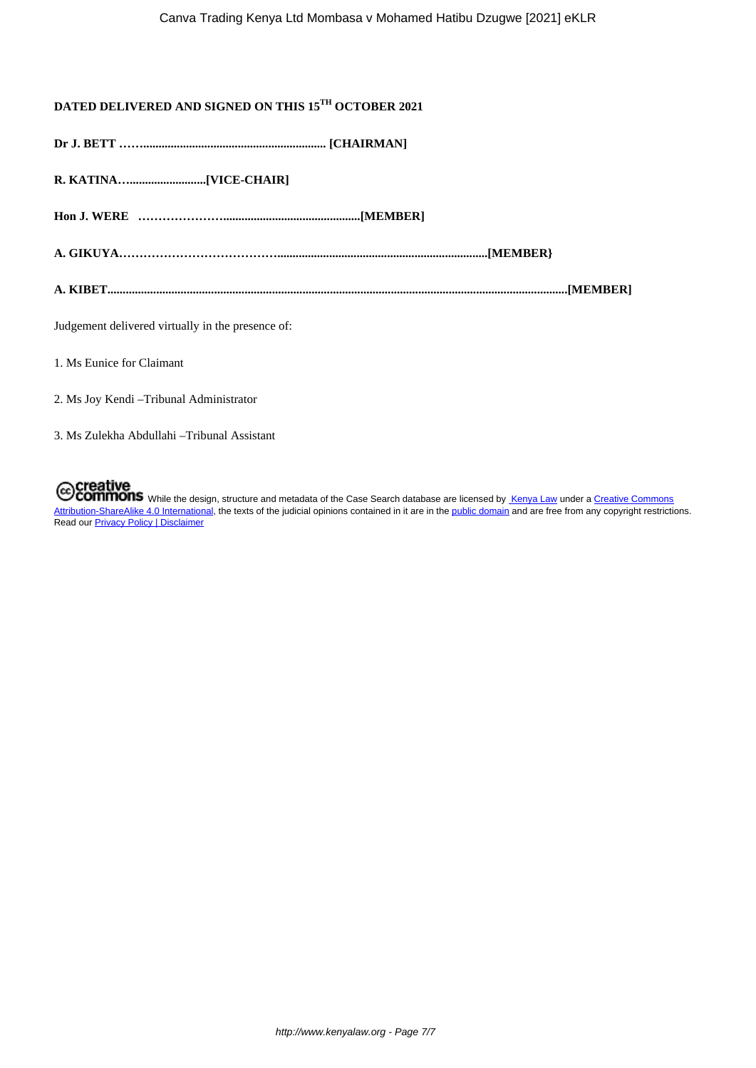**DATED DELIVERED AND SIGNED ON THIS 15TH OCTOBER 2021**

**Dr J. BETT ……............................................................ [CHAIRMAN]**

**R. KATINA…........................[VICE-CHAIR]**

**Hon J. WERE …………………….........................................[MEMBER]**

**A. GIKUYA………………………………….....................................................................[MEMBER}**

**A. KIBET.......................................................................................................................................................[MEMBER]**

Judgement delivered virtually in the presence of:

1. Ms Eunice for Claimant

2. Ms Joy Kendi –Tribunal Administrator

3. Ms Zulekha Abdullahi –Tribunal Assistant

While the design, structure and metadata of the Case Search database are licensed by Kenya Law under a Creative Commons Attribution-ShareAlike 4.0 International, the texts of the judicial opinions contained in it are in the public domain and are free from any copyright restrictions. Read our Privacy Policy | Disclaimer